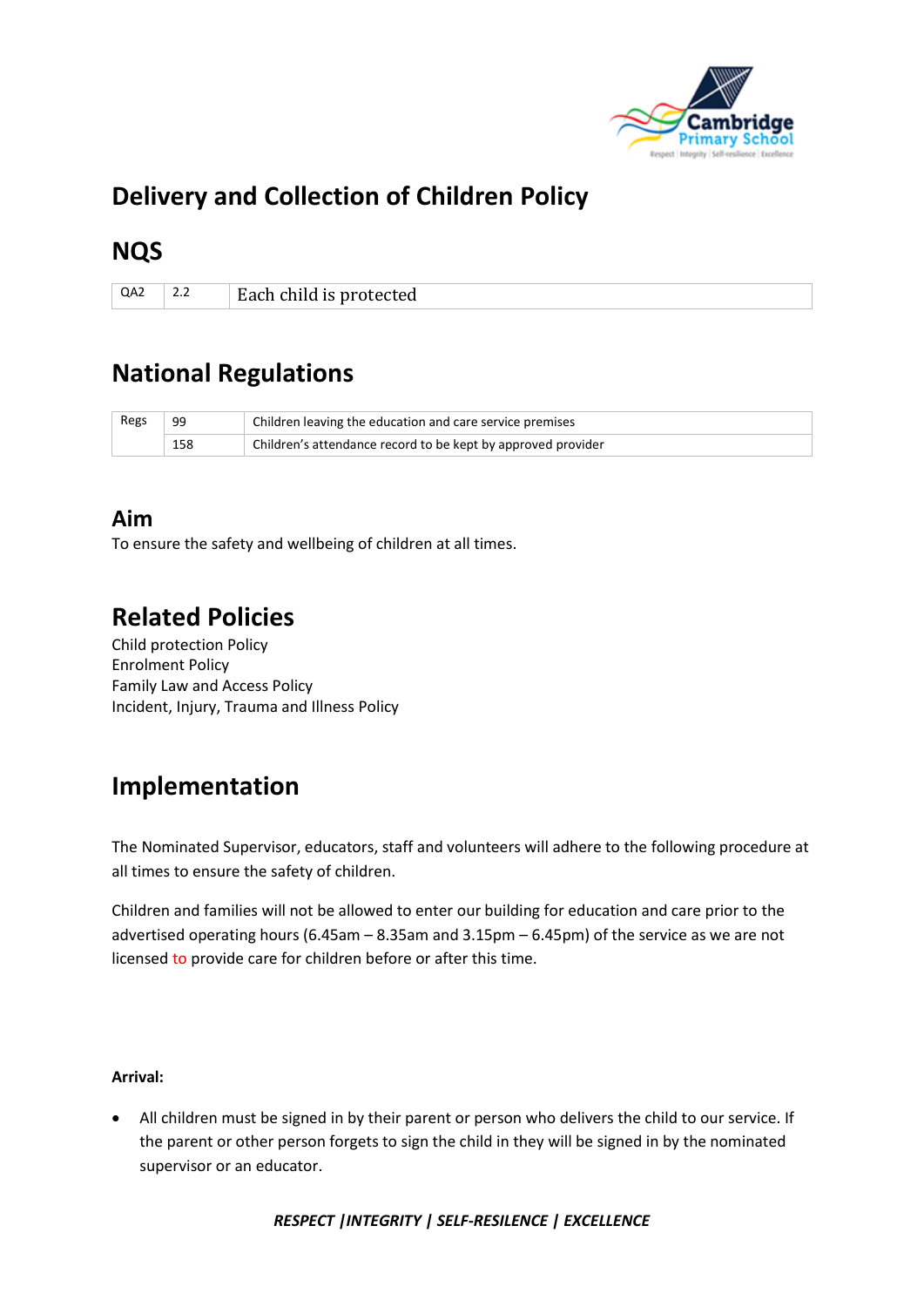# Delivery and Collection of Children Policy

## NQS

| QA2 | 2.2 | Each child is protected |
|---|---|---|

## National Regulations

| Regs | 99 | Children leaving the education and care service premises |
|---|---|---|
| | 158 | Children's attendance record to be kept by approved provider |

### Aim

To ensure the safety and wellbeing of children at all times.

## Related Policies

Child protection Policy
Enrolment Policy
Family Law and Access Policy
Incident, Injury, Trauma and Illness Policy

## Implementation

The Nominated Supervisor, educators, staff and volunteers will adhere to the following procedure at all times to ensure the safety of children.

Children and families will not be allowed to enter our building for education and care prior to the advertised operating hours (6.45am – 8.35am and 3.15pm – 6.45pm) of the service as we are not licensed to provide care for children before or after this time.

**Arrival:**

- All children must be signed in by their parent or person who delivers the child to our service. If the parent or other person forgets to sign the child in they will be signed in by the nominated supervisor or an educator.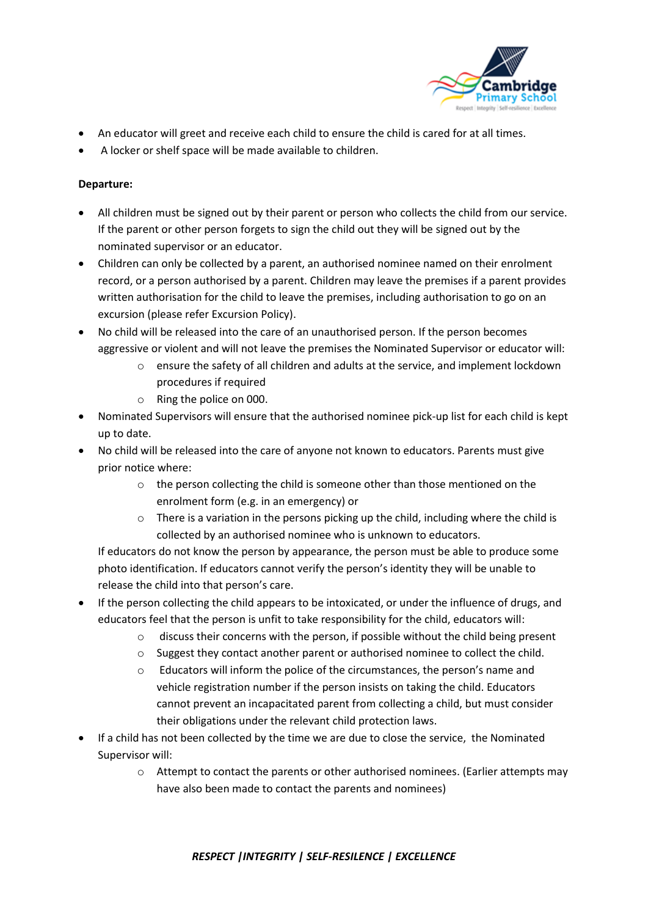- An educator will greet and receive each child to ensure the child is cared for at all times.
- A locker or shelf space will be made available to children.

**Departure:**

- All children must be signed out by their parent or person who collects the child from our service. If the parent or other person forgets to sign the child out they will be signed out by the nominated supervisor or an educator.
- Children can only be collected by a parent, an authorised nominee named on their enrolment record, or a person authorised by a parent. Children may leave the premises if a parent provides written authorisation for the child to leave the premises, including authorisation to go on an excursion (please refer Excursion Policy).
- No child will be released into the care of an unauthorised person. If the person becomes aggressive or violent and will not leave the premises the Nominated Supervisor or educator will:
    - ensure the safety of all children and adults at the service, and implement lockdown procedures if required
    - Ring the police on 000.
- Nominated Supervisors will ensure that the authorised nominee pick-up list for each child is kept up to date.
- No child will be released into the care of anyone not known to educators. Parents must give prior notice where:
    - the person collecting the child is someone other than those mentioned on the enrolment form (e.g. in an emergency) or
    - There is a variation in the persons picking up the child, including where the child is collected by an authorised nominee who is unknown to educators.

  If educators do not know the person by appearance, the person must be able to produce some photo identification. If educators cannot verify the person's identity they will be unable to release the child into that person's care.
- If the person collecting the child appears to be intoxicated, or under the influence of drugs, and educators feel that the person is unfit to take responsibility for the child, educators will:
    - discuss their concerns with the person, if possible without the child being present
    - Suggest they contact another parent or authorised nominee to collect the child.
    - Educators will inform the police of the circumstances, the person's name and vehicle registration number if the person insists on taking the child. Educators cannot prevent an incapacitated parent from collecting a child, but must consider their obligations under the relevant child protection laws.
- If a child has not been collected by the time we are due to close the service, the Nominated Supervisor will:
    - Attempt to contact the parents or other authorised nominees. (Earlier attempts may have also been made to contact the parents and nominees)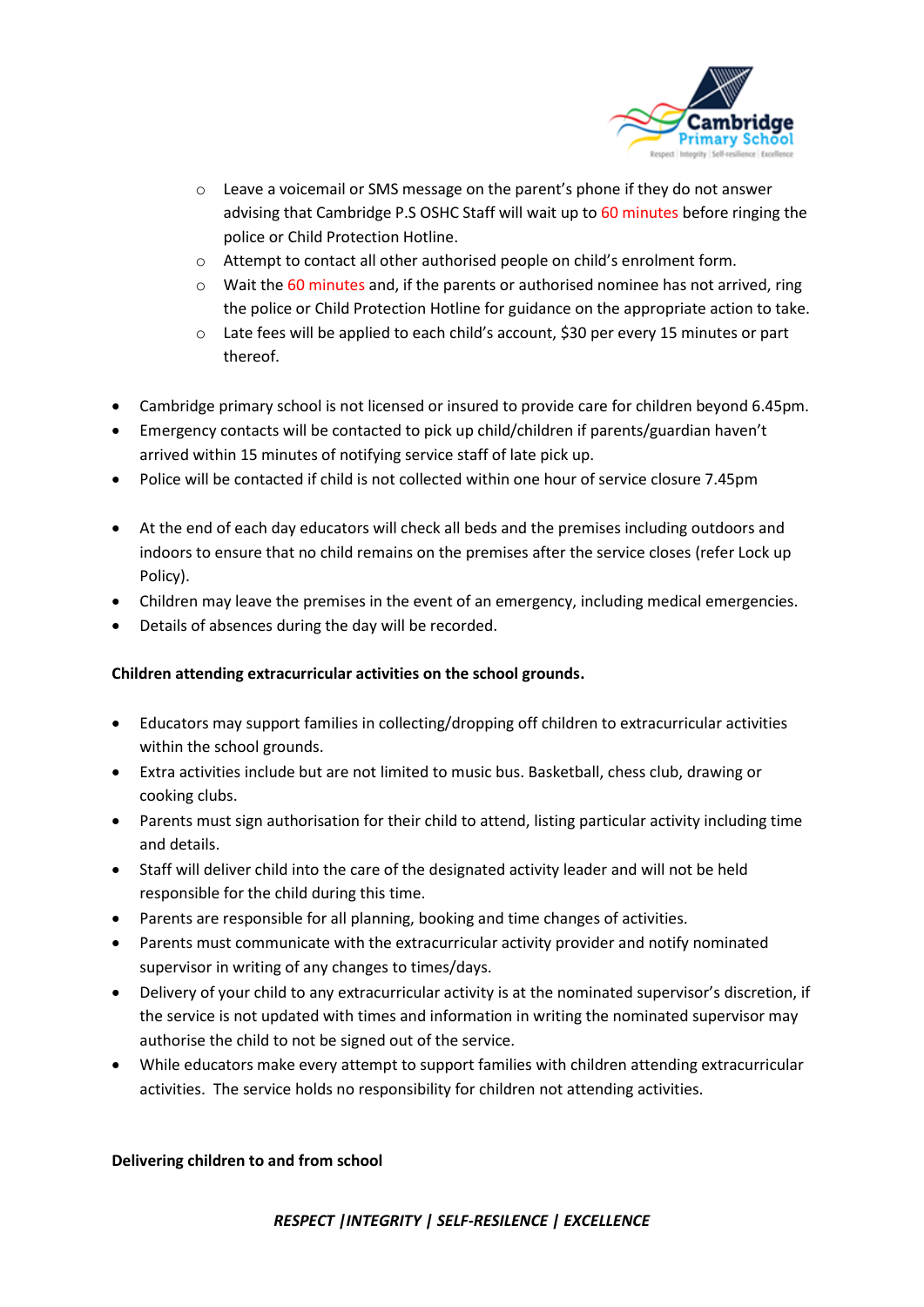- Leave a voicemail or SMS message on the parent's phone if they do not answer advising that Cambridge P.S OSHC Staff will wait up to 60 minutes before ringing the police or Child Protection Hotline.
  - Attempt to contact all other authorised people on child's enrolment form.
  - Wait the 60 minutes and, if the parents or authorised nominee has not arrived, ring the police or Child Protection Hotline for guidance on the appropriate action to take.
  - Late fees will be applied to each child's account, $30 per every 15 minutes or part thereof.

- Cambridge primary school is not licensed or insured to provide care for children beyond 6.45pm.
- Emergency contacts will be contacted to pick up child/children if parents/guardian haven't arrived within 15 minutes of notifying service staff of late pick up.
- Police will be contacted if child is not collected within one hour of service closure 7.45pm

- At the end of each day educators will check all beds and the premises including outdoors and indoors to ensure that no child remains on the premises after the service closes (refer Lock up Policy).
- Children may leave the premises in the event of an emergency, including medical emergencies.
- Details of absences during the day will be recorded.

**Children attending extracurricular activities on the school grounds.**

- Educators may support families in collecting/dropping off children to extracurricular activities within the school grounds.
- Extra activities include but are not limited to music bus. Basketball, chess club, drawing or cooking clubs.
- Parents must sign authorisation for their child to attend, listing particular activity including time and details.
- Staff will deliver child into the care of the designated activity leader and will not be held responsible for the child during this time.
- Parents are responsible for all planning, booking and time changes of activities.
- Parents must communicate with the extracurricular activity provider and notify nominated supervisor in writing of any changes to times/days.
- Delivery of your child to any extracurricular activity is at the nominated supervisor's discretion, if the service is not updated with times and information in writing the nominated supervisor may authorise the child to not be signed out of the service.
- While educators make every attempt to support families with children attending extracurricular activities. The service holds no responsibility for children not attending activities.

**Delivering children to and from school**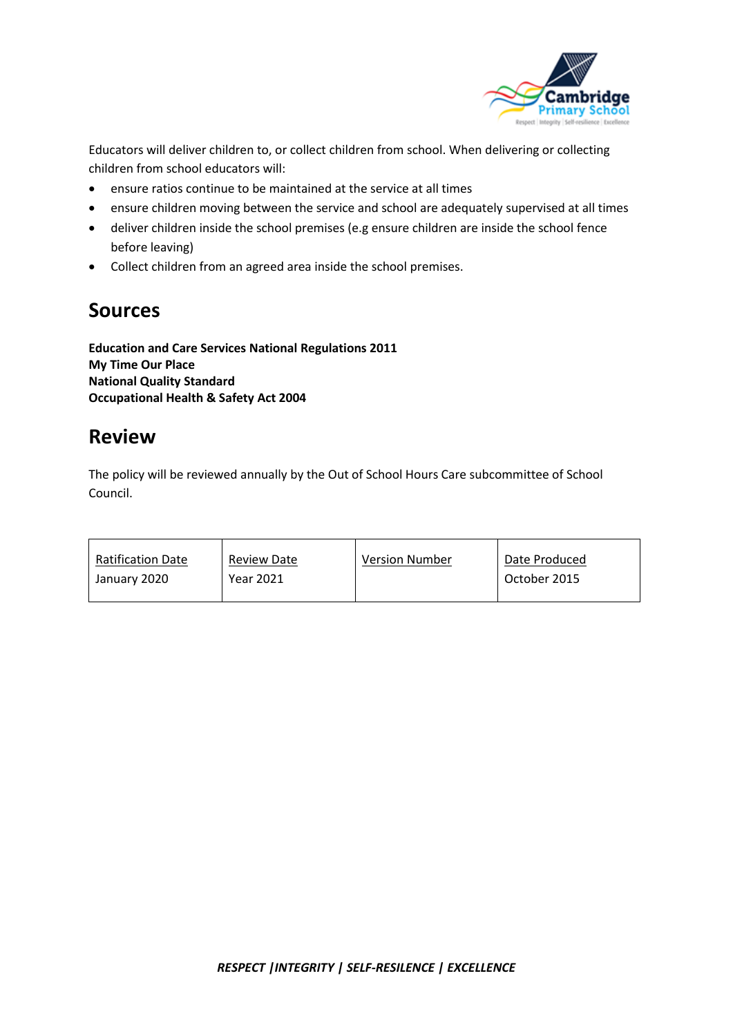Educators will deliver children to, or collect children from school. When delivering or collecting children from school educators will:

- ensure ratios continue to be maintained at the service at all times
- ensure children moving between the service and school are adequately supervised at all times
- deliver children inside the school premises (e.g ensure children are inside the school fence before leaving)
- Collect children from an agreed area inside the school premises.

## Sources

**Education and Care Services National Regulations 2011**
**My Time Our Place**
**National Quality Standard**
**Occupational Health & Safety Act 2004**

## Review

The policy will be reviewed annually by the Out of School Hours Care subcommittee of School Council.

| Ratification Date | Review Date | Version Number | Date Produced |
|---|---|---|---|
| January 2020 | Year 2021 | | October 2015 |

***RESPECT |INTEGRITY | SELF-RESILENCE | EXCELLENCE***